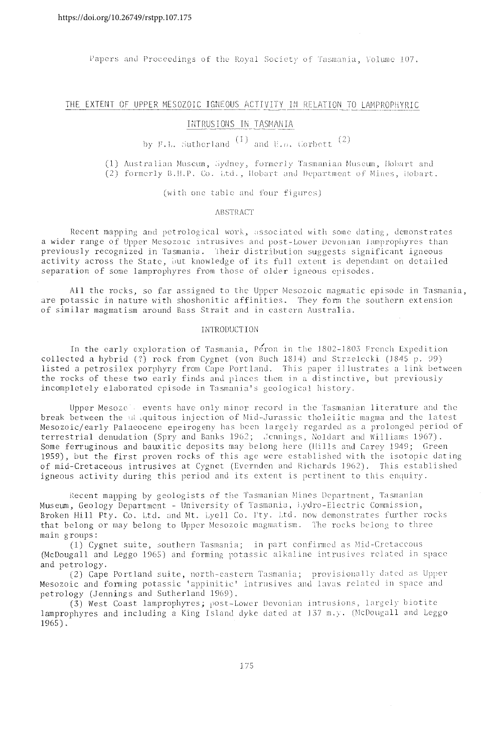https://doi.org/10.26749/rstpp.107.175

Papers and Proceedings of the Royal Society of Tasmania, Volume 107.

# THE EXTENT OF UPPER MESOZOIC IGNEOUS ACTIVITY IN RELATION TO LAMPROPHYRIC INTRUSIONS IN TASMANIA

by F.L. Sutherland (1) and E.B. Corbett (2)

(1) Australian Museum, Sydney, formerly Tasmanian Museum, Hobart and
(2) formerly B.H.P. Co. Ltd., Hobart and Department of Mines, Hobart.

(with one table and four figures)

## ABSTRACT

Recent mapping and petrological work, associated with some dating, demonstrates a wider range of Upper Mesozoic intrusives and post-Lower Devonian lamprophyres than previously recognized in Tasmania. Their distribution suggests significant igneous activity across the State, but knowledge of its full extent is dependant on detailed separation of some lamprophyres from those of older igneous episodes.

All the rocks, so far assigned to the Upper Mesozoic magmatic episode in Tasmania, are potassic in nature with shoshonitic affinities. They form the southern extension of similar magmatism around Bass Strait and in eastern Australia.

## INTRODUCTION

In the early exploration of Tasmania, Péron in the 1802-1803 French Expedition collected a hybrid (?) rock from Cygnet (von Buch 1814) and Strzelecki (1845 p. 99) listed a petrosilex porphyry from Cape Portland. This paper illustrates a link between the rocks of these two early finds and places them in a distinctive, but previously incompletely elaborated episode in Tasmania's geological history.

Upper Mesozoic events have only minor record in the Tasmanian literature and the break between the ubiquitous injection of Mid-Jurassic tholeiitic magma and the latest Mesozoic/early Palaeocene epeirogeny has been largely regarded as a prolonged period of terrestrial denudation (Spry and Banks 1962; Jennings, Noldart and Williams 1967). Some ferruginous and bauxitic deposits may belong here (Hills and Carey 1949; Green 1959), but the first proven rocks of this age were established with the isotopic dating of mid-Cretaceous intrusives at Cygnet (Evernden and Richards 1962). This established igneous activity during this period and its extent is pertinent to this enquiry.

Recent mapping by geologists of the Tasmanian Mines Department, Tasmanian Museum, Geology Department - University of Tasmania, Hydro-Electric Commission, Broken Hill Pty. Co. Ltd. and Mt. Lyell Co. Pty. Ltd. now demonstrates further rocks that belong or may belong to Upper Mesozoic magmatism. The rocks belong to three main groups:

(1) Cygnet suite, southern Tasmania; in part confirmed as Mid-Cretaceous (McDougall and Leggo 1965) and forming potassic alkaline intrusives related in space and petrology.

(2) Cape Portland suite, north-eastern Tasmania; provisionally dated as Upper Mesozoic and forming potassic 'appinitic' intrusives and lavas related in space and petrology (Jennings and Sutherland 1969).

(3) West Coast lamprophyres; post-Lower Devonian intrusions, largely biotite lamprophyres and including a King Island dyke dated at 137 m.y. (McDougall and Leggo 1965).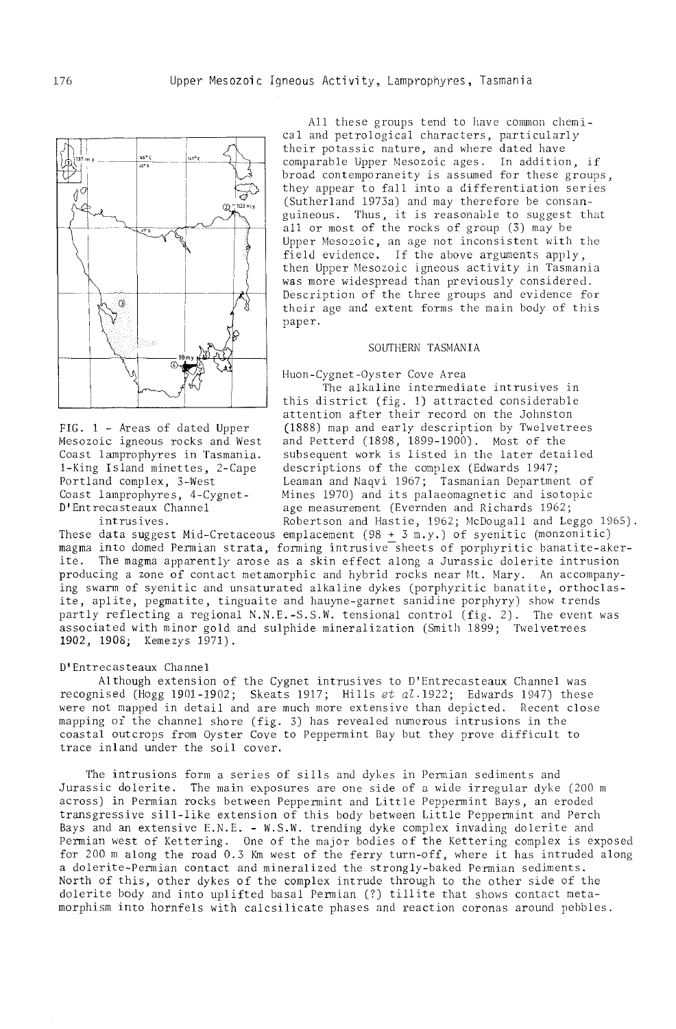FIG. 1 - Areas of dated Upper Mesozoic igneous rocks and West Coast lamprophyres in Tasmania. 1-King Island minettes, 2-Cape Portland complex, 3-West Coast lamprophyres, 4-Cygnet-D'Entrecasteaux Channel intrusives.

All these groups tend to have common chemical and petrological characters, particularly their potassic nature, and where dated have comparable Upper Mesozoic ages. In addition, if broad contemporaneity is assumed for these groups, they appear to fall into a differentiation series (Sutherland 1973a) and may therefore be consanguineous. Thus, it is reasonable to suggest that all or most of the rocks of group (3) may be Upper Mesozoic, an age not inconsistent with the field evidence. If the above arguments apply, then Upper Mesozoic igneous activity in Tasmania was more widespread than previously considered. Description of the three groups and evidence for their age and extent forms the main body of this paper.

## SOUTHERN TASMANIA

### Huon-Cygnet-Oyster Cove Area

The alkaline intermediate intrusives in this district (fig. 1) attracted considerable attention after their record on the Johnston (1888) map and early description by Twelvetrees and Petterd (1898, 1899-1900). Most of the subsequent work is listed in the later detailed descriptions of the complex (Edwards 1947; Leaman and Naqvi 1967; Tasmanian Department of Mines 1970) and its palaeomagnetic and isotopic age measurement (Evernden and Richards 1962; Robertson and Hastie, 1962; McDougall and Leggo 1965). These data suggest Mid-Cretaceous emplacement (98 $\pm$ 3 m.y.) of syenitic (monzonitic) magma into domed Permian strata, forming intrusive sheets of porphyritic banatite-akerite. The magma apparently arose as a skin effect along a Jurassic dolerite intrusion producing a zone of contact metamorphic and hybrid rocks near Mt. Mary. An accompanying swarm of syenitic and unsaturated alkaline dykes (porphyritic banatite, orthoclasite, aplite, pegmatite, tinguaite and hauyne-garnet sanidine porphyry) show trends partly reflecting a regional N.N.E.-S.S.W. tensional control (fig. 2). The event was associated with minor gold and sulphide mineralization (Smith 1899; Twelvetrees 1902, 1908; Kemezys 1971).

### D'Entrecasteaux Channel

Although extension of the Cygnet intrusives to D'Entrecasteaux Channel was recognised (Hogg 1901-1902; Skeats 1917; Hills *et al.* 1922; Edwards 1947) these were not mapped in detail and are much more extensive than depicted. Recent close mapping of the channel shore (fig. 3) has revealed numerous intrusions in the coastal outcrops from Oyster Cove to Peppermint Bay but they prove difficult to trace inland under the soil cover.

The intrusions form a series of sills and dykes in Permian sediments and Jurassic dolerite. The main exposures are one side of a wide irregular dyke (200 m across) in Permian rocks between Peppermint and Little Peppermint Bays, an eroded transgressive sill-like extension of this body between Little Peppermint and Perch Bays and an extensive E.N.E. - W.S.W. trending dyke complex invading dolerite and Permian west of Kettering. One of the major bodies of the Kettering complex is exposed for 200 m along the road 0.3 Km west of the ferry turn-off, where it has intruded along a dolerite-Permian contact and mineralized the strongly-baked Permian sediments. North of this, other dykes of the complex intrude through to the other side of the dolerite body and into uplifted basal Permian (?) tillite that shows contact metamorphism into hornfels with calcsilicate phases and reaction coronas around pebbles.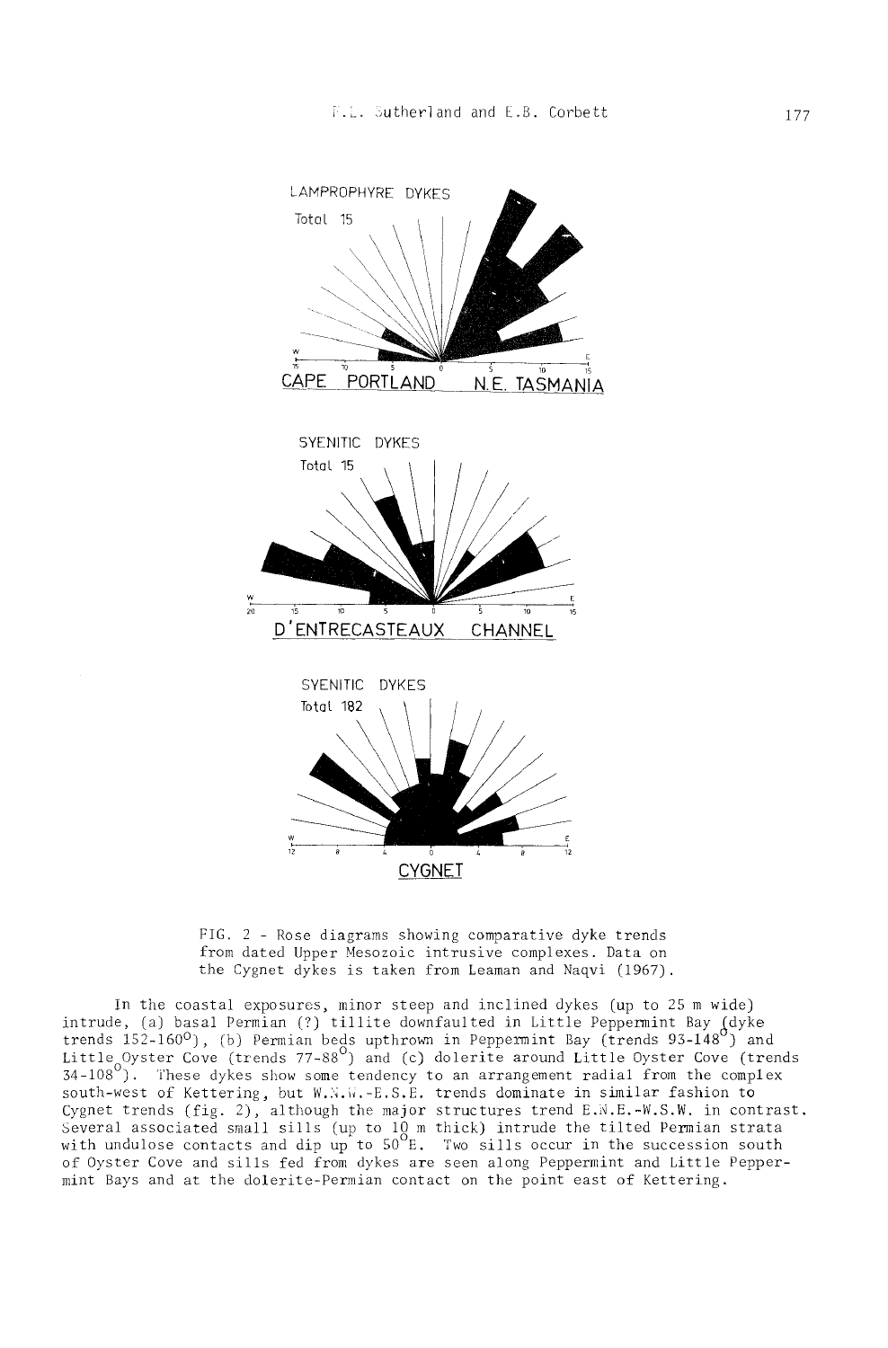LAMPROPHYRE DYKES

Total 15

CAPE PORTLAND N.E. TASMANIA

SYENITIC DYKES

Total 15

D'ENTRECASTEAUX CHANNEL

SYENITIC DYKES

Total 182

CYGNET

FIG. 2 - Rose diagrams showing comparative dyke trends from dated Upper Mesozoic intrusive complexes. Data on the Cygnet dykes is taken from Leaman and Naqvi (1967).

In the coastal exposures, minor steep and inclined dykes (up to 25 m wide) intrude, (a) basal Permian (?) tillite downfaulted in Little Peppermint Bay (dyke trends 152-160°), (b) Permian beds upthrown in Peppermint Bay (trends 93-148°) and Little Oyster Cove (trends 77-88°) and (c) dolerite around Little Oyster Cove (trends 34-108°). These dykes show some tendency to an arrangement radial from the complex south-west of Kettering, but W.N.W.-E.S.E. trends dominate in similar fashion to Cygnet trends (fig. 2), although the major structures trend E.N.E.-W.S.W. in contrast. Several associated small sills (up to 10 m thick) intrude the tilted Permian strata with undulose contacts and dip up to 50°E. Two sills occur in the succession south of Oyster Cove and sills fed from dykes are seen along Peppermint and Little Peppermint Bays and at the dolerite-Permian contact on the point east of Kettering.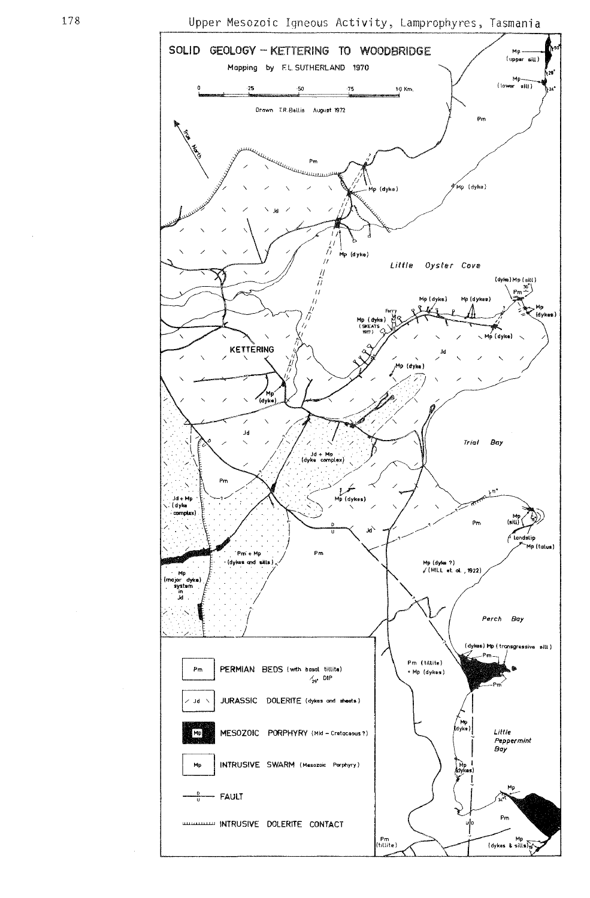## SOLID GEOLOGY – KETTERING TO WOODBRIDGE

Mapping by F.L. SUTHERLAND 1970

Drawn T.R. Bellis August 1972

| Symbol | Description |
|---|---|
| Pm | PERMIAN BEDS (with basal tillite) |
| Jd | JURASSIC DOLERITE (dykes and sheets) |
| Mp | MESOZOIC PORPHYRY (Mid - Cretaceous?) |
| Mp | INTRUSIVE SWARM (Mesozoic Porphyry) |
| D/U | FAULT |
| | INTRUSIVE DOLERITE CONTACT |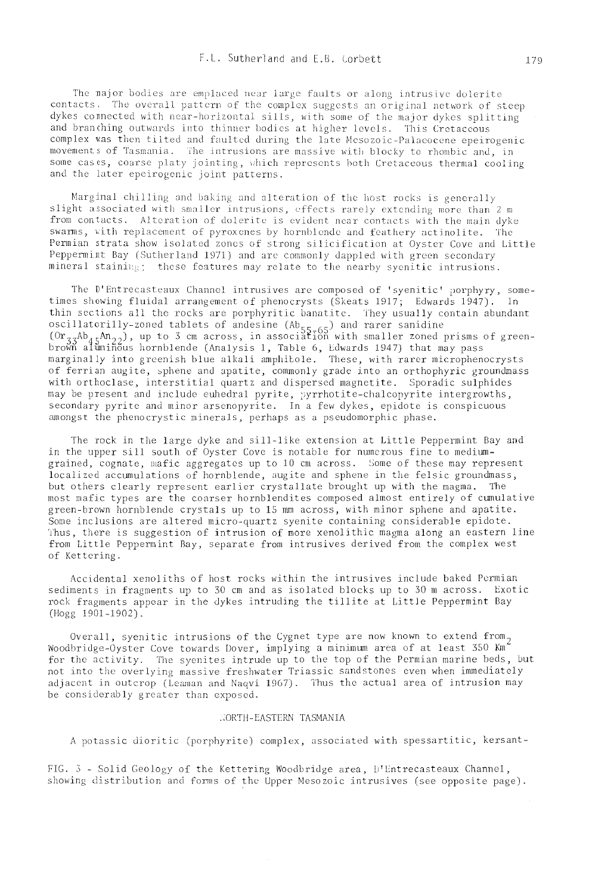The major bodies are emplaced near large faults or along intrusive dolerite contacts. The overall pattern of the complex suggests an original network of steep dykes connected with near-horizontal sills, with some of the major dykes splitting and branching outwards into thinner bodies at higher levels. This Cretaceous complex was then tilted and faulted during the late Mesozoic-Palaeocene epeirogenic movements of Tasmania. The intrusions are massive with blocky to rhombic and, in some cases, coarse platy jointing, which represents both Cretaceous thermal cooling and the later epeirogenic joint patterns.

Marginal chilling and baking and alteration of the host rocks is generally slight associated with smaller intrusions, effects rarely extending more than 2 m from contacts. Alteration of dolerite is evident near contacts with the main dyke swarms, with replacement of pyroxenes by hornblende and feathery actinolite. The Permian strata show isolated zones of strong silicification at Oyster Cove and Little Peppermint Bay (Sutherland 1971) and are commonly dappled with green secondary mineral staining; these features may relate to the nearby syenitic intrusions.

The D'Entrecasteaux Channel intrusives are composed of 'syenitic' porphyry, sometimes showing fluidal arrangement of phenocrysts (Skeats 1917; Edwards 1947). In thin sections all the rocks are porphyritic banatite. They usually contain abundant oscillatorilly-zoned tablets of andesine ($Ab_{55-65}$) and rarer sanidine ($Or_{33}Ab_{45}An_{22}$), up to 3 cm across, in association with smaller zoned prisms of green-brown aluminous hornblende (Analysis 1, Table 6, Edwards 1947) that may pass marginally into greenish blue alkali amphibole. These, with rarer microphenocrysts of ferrian augite, sphene and apatite, commonly grade into an orthophyric groundmass with orthoclase, interstitial quartz and dispersed magnetite. Sporadic sulphides may be present and include euhedral pyrite, pyrrhotite-chalcopyrite intergrowths, secondary pyrite and minor arsenopyrite. In a few dykes, epidote is conspicuous amongst the phenocrystic minerals, perhaps as a pseudomorphic phase.

The rock in the large dyke and sill-like extension at Little Peppermint Bay and in the upper sill south of Oyster Cove is notable for numerous fine to medium-grained, cognate, mafic aggregates up to 10 cm across. Some of these may represent localized accumulations of hornblende, augite and sphene in the felsic groundmass, but others clearly represent earlier crystallate brought up with the magma. The most mafic types are the coarser hornblendites composed almost entirely of cumulative green-brown hornblende crystals up to 15 mm across, with minor sphene and apatite. Some inclusions are altered micro-quartz syenite containing considerable epidote. Thus, there is suggestion of intrusion of more xenolithic magma along an eastern line from Little Peppermint Bay, separate from intrusives derived from the complex west of Kettering.

Accidental xenoliths of host rocks within the intrusives include baked Permian sediments in fragments up to 30 cm and as isolated blocks up to 30 m across. Exotic rock fragments appear in the dykes intruding the tillite at Little Peppermint Bay (Hogg 1901-1902).

Overall, syenitic intrusions of the Cygnet type are now known to extend from Woodbridge-Oyster Cove towards Dover, implying a minimum area of at least 350 $Km^2$ for the activity. The syenites intrude up to the top of the Permian marine beds, but not into the overlying massive freshwater Triassic sandstones even when immediately adjacent in outcrop (Leaman and Naqvi 1967). Thus the actual area of intrusion may be considerably greater than exposed.

## NORTH-EASTERN TASMANIA

A potassic dioritic (porphyrite) complex, associated with spessartitic, kersant-

FIG. 3 - Solid Geology of the Kettering Woodbridge area, D'Entrecasteaux Channel, showing distribution and forms of the Upper Mesozoic intrusives (see opposite page).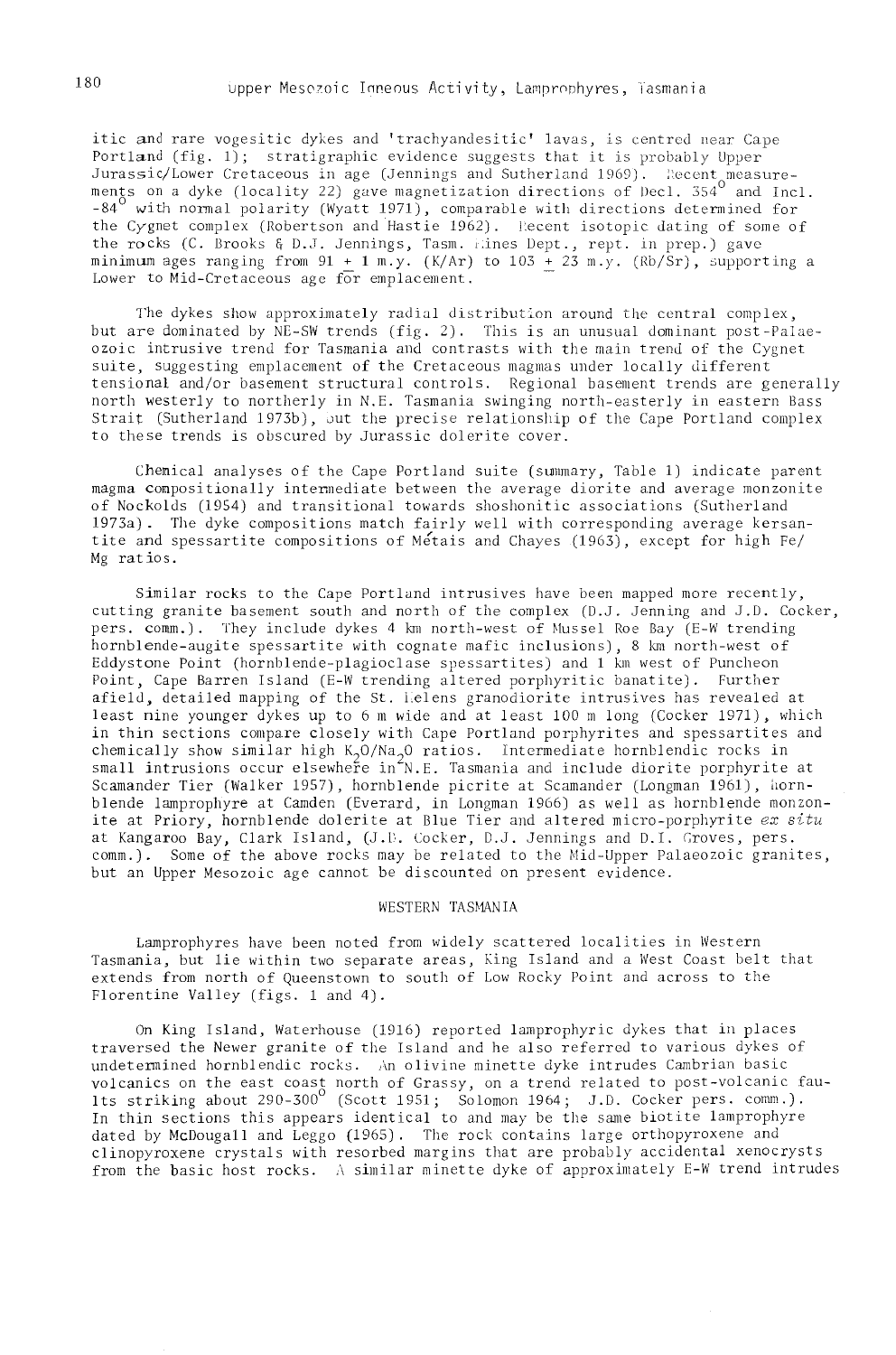itic and rare vogesitic dykes and 'trachyandesitic' lavas, is centred near Cape Portland (fig. 1); stratigraphic evidence suggests that it is probably Upper Jurassic/Lower Cretaceous in age (Jennings and Sutherland 1969). Recent measurements on a dyke (locality 22) gave magnetization directions of Decl. 354° and Incl. -84° with normal polarity (Wyatt 1971), comparable with directions determined for the Cygnet complex (Robertson and Hastie 1962). Recent isotopic dating of some of the rocks (C. Brooks & D.J. Jennings, Tasm. Mines Dept., rept. in prep.) gave minimum ages ranging from 91 ± 1 m.y. (K/Ar) to 103 ± 23 m.y. (Rb/Sr), supporting a Lower to Mid-Cretaceous age for emplacement.

The dykes show approximately radial distribution around the central complex, but are dominated by NE-SW trends (fig. 2). This is an unusual dominant post-Palaeozoic intrusive trend for Tasmania and contrasts with the main trend of the Cygnet suite, suggesting emplacement of the Cretaceous magmas under locally different tensional and/or basement structural controls. Regional basement trends are generally north westerly to northerly in N.E. Tasmania swinging north-easterly in eastern Bass Strait (Sutherland 1973b), but the precise relationship of the Cape Portland complex to these trends is obscured by Jurassic dolerite cover.

Chemical analyses of the Cape Portland suite (summary, Table 1) indicate parent magma compositionally intermediate between the average diorite and average monzonite of Nockolds (1954) and transitional towards shoshonitic associations (Sutherland 1973a). The dyke compositions match fairly well with corresponding average kersantite and spessartite compositions of Métais and Chayes (1963), except for high Fe/Mg ratios.

Similar rocks to the Cape Portland intrusives have been mapped more recently, cutting granite basement south and north of the complex (D.J. Jenning and J.D. Cocker, pers. comm.). They include dykes 4 km north-west of Mussel Roe Bay (E-W trending hornblende-augite spessartite with cognate mafic inclusions), 8 km north-west of Eddystone Point (hornblende-plagioclase spessartites) and 1 km west of Puncheon Point, Cape Barren Island (E-W trending altered porphyritic banatite). Further afield, detailed mapping of the St. Helens granodiorite intrusives has revealed at least nine younger dykes up to 6 m wide and at least 100 m long (Cocker 1971), which in thin sections compare closely with Cape Portland porphyrites and spessartites and chemically show similar high $K_2O/Na_2O$ ratios. Intermediate hornblendic rocks in small intrusions occur elsewhere in N.E. Tasmania and include diorite porphyrite at Scamander Tier (Walker 1957), hornblende picrite at Scamander (Longman 1961), hornblende lamprophyre at Camden (Everard, in Longman 1966) as well as hornblende monzonite at Priory, hornblende dolerite at Blue Tier and altered micro-porphyrite *ex situ* at Kangaroo Bay, Clark Island, (J.D. Cocker, D.J. Jennings and D.I. Groves, pers. comm.). Some of the above rocks may be related to the Mid-Upper Palaeozoic granites, but an Upper Mesozoic age cannot be discounted on present evidence.

## WESTERN TASMANIA

Lamprophyres have been noted from widely scattered localities in Western Tasmania, but lie within two separate areas, King Island and a West Coast belt that extends from north of Queenstown to south of Low Rocky Point and across to the Florentine Valley (figs. 1 and 4).

On King Island, Waterhouse (1916) reported lamprophyric dykes that in places traversed the Newer granite of the Island and he also referred to various dykes of undetermined hornblendic rocks. An olivine minette dyke intrudes Cambrian basic volcanics on the east coast north of Grassy, on a trend related to post-volcanic faults striking about 290-300° (Scott 1951; Solomon 1964; J.D. Cocker pers. comm.). In thin sections this appears identical to and may be the same biotite lamprophyre dated by McDougall and Leggo (1965). The rock contains large orthopyroxene and clinopyroxene crystals with resorbed margins that are probably accidental xenocrysts from the basic host rocks. A similar minette dyke of approximately E-W trend intrudes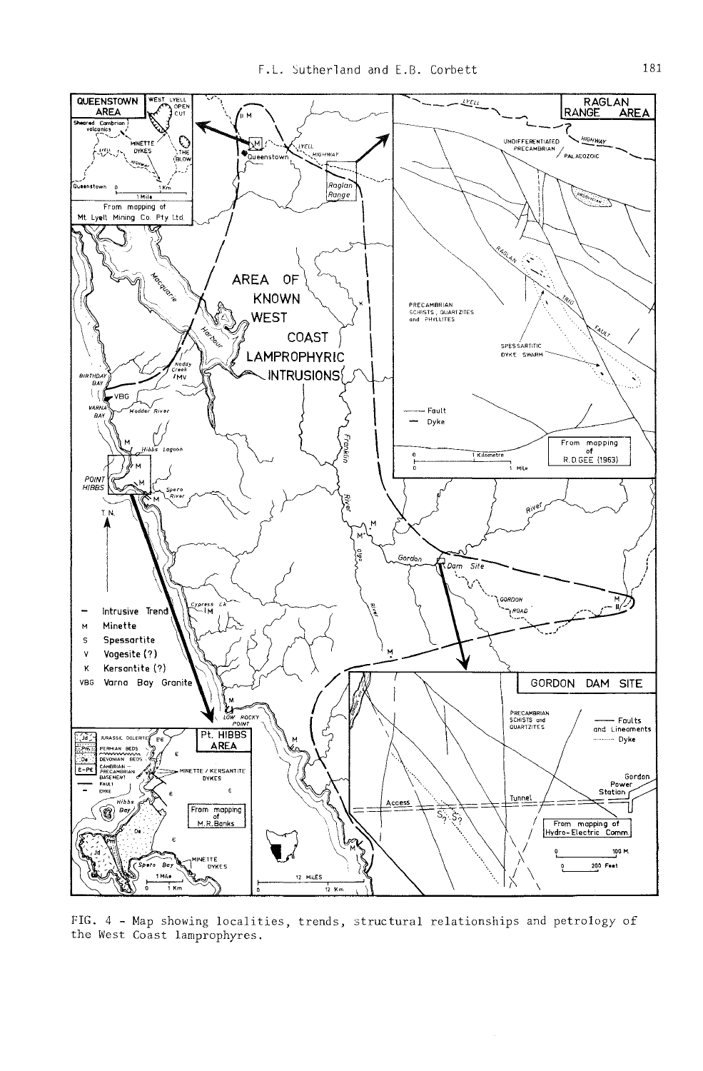FIG. 4 - Map showing localities, trends, structural relationships and petrology of the West Coast lamprophyres.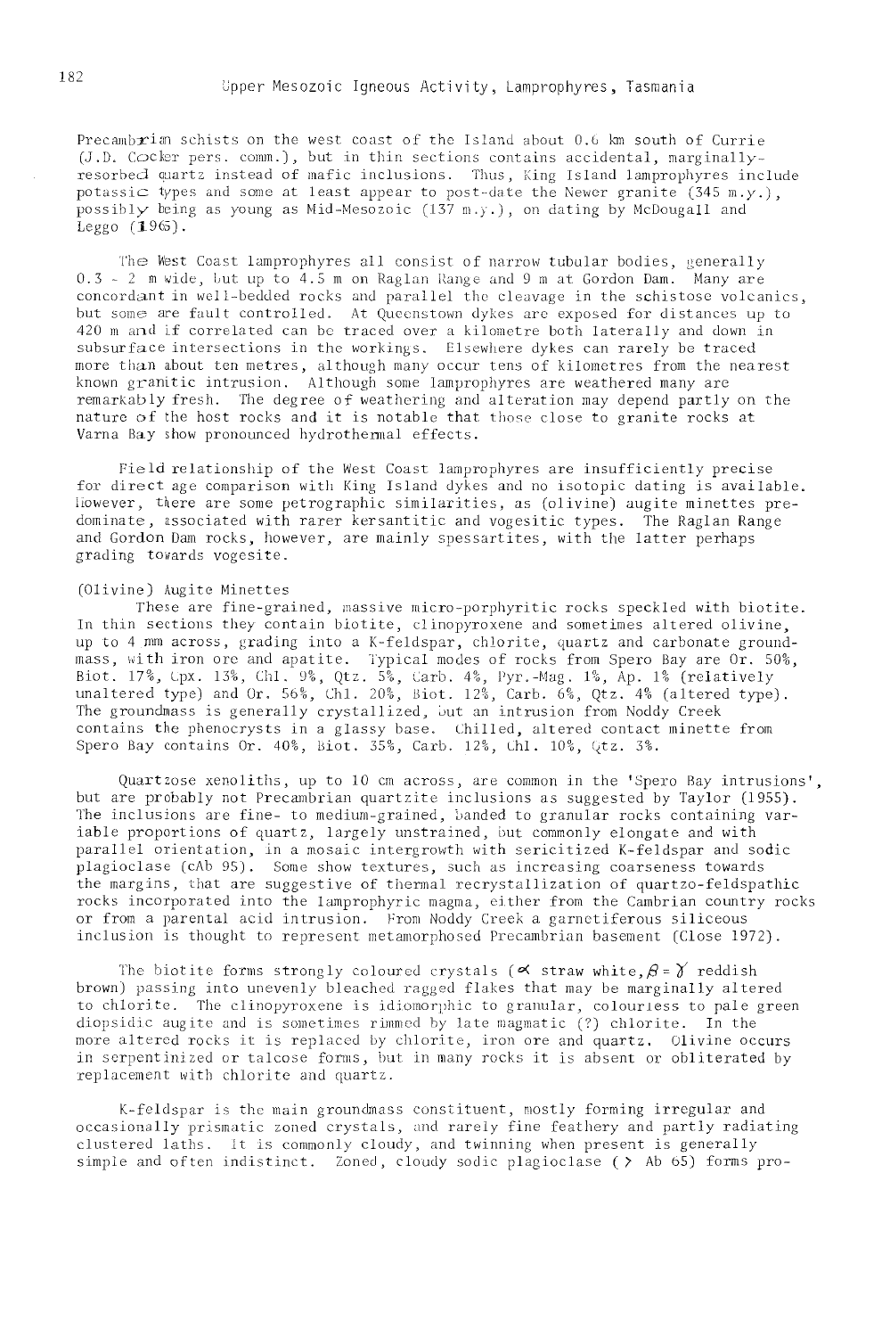Precambrian schists on the west coast of the Island about 0.6 km south of Currie (J.D. Cocker pers. comm.), but in thin sections contains accidental, marginally-resorbed quartz instead of mafic inclusions. Thus, King Island lamprophyres include potassic types and some at least appear to post-date the Newer granite (345 m.y.), possibly being as young as Mid-Mesozoic (137 m.y.), on dating by McDougall and Leggo (1965).

The West Coast lamprophyres all consist of narrow tubular bodies, generally 0.3 - 2 m wide, but up to 4.5 m on Raglan Range and 9 m at Gordon Dam. Many are concordant in well-bedded rocks and parallel the cleavage in the schistose volcanics, but some are fault controlled. At Queenstown dykes are exposed for distances up to 420 m and if correlated can be traced over a kilometre both laterally and down in subsurface intersections in the workings. Elsewhere dykes can rarely be traced more than about ten metres, although many occur tens of kilometres from the nearest known granitic intrusion. Although some lamprophyres are weathered many are remarkably fresh. The degree of weathering and alteration may depend partly on the nature of the host rocks and it is notable that those close to granite rocks at Varna Bay show pronounced hydrothermal effects.

Field relationship of the West Coast lamprophyres are insufficiently precise for direct age comparison with King Island dykes and no isotopic dating is available. However, there are some petrographic similarities, as (olivine) augite minettes predominate, associated with rarer kersantitic and vogesitic types. The Raglan Range and Gordon Dam rocks, however, are mainly spessartites, with the latter perhaps grading towards vogesite.

### (Olivine) Augite Minettes

These are fine-grained, massive micro-porphyritic rocks speckled with biotite. In thin sections they contain biotite, clinopyroxene and sometimes altered olivine, up to 4 mm across, grading into a K-feldspar, chlorite, quartz and carbonate groundmass, with iron ore and apatite. Typical modes of rocks from Spero Bay are Or. 50%, Biot. 17%, Cpx. 13%, Chl. 9%, Qtz. 5%, Carb. 4%, Pyr.-Mag. 1%, Ap. 1% (relatively unaltered type) and Or. 56%, Chl. 20%, Biot. 12%, Carb. 6%, Qtz. 4% (altered type). The groundmass is generally crystallized, but an intrusion from Noddy Creek contains the phenocrysts in a glassy base. Chilled, altered contact minette from Spero Bay contains Or. 40%, Biot. 35%, Carb. 12%, Chl. 10%, Qtz. 3%.

Quartzose xenoliths, up to 10 cm across, are common in the 'Spero Bay intrusions', but are probably not Precambrian quartzite inclusions as suggested by Taylor (1955). The inclusions are fine- to medium-grained, banded to granular rocks containing variable proportions of quartz, largely unstrained, but commonly elongate and with parallel orientation, in a mosaic intergrowth with sericitized K-feldspar and sodic plagioclase (cAb 95). Some show textures, such as increasing coarseness towards the margins, that are suggestive of thermal recrystallization of quartzo-feldspathic rocks incorporated into the lamprophyric magma, either from the Cambrian country rocks or from a parental acid intrusion. From Noddy Creek a garnetiferous siliceous inclusion is thought to represent metamorphosed Precambrian basement (Close 1972).

The biotite forms strongly coloured crystals ($\alpha$ straw white, $\beta = \gamma$ reddish brown) passing into unevenly bleached ragged flakes that may be marginally altered to chlorite. The clinopyroxene is idiomorphic to granular, colourless to pale green diopsidic augite and is sometimes rimmed by late magmatic (?) chlorite. In the more altered rocks it is replaced by chlorite, iron ore and quartz. Olivine occurs in serpentinized or talcose forms, but in many rocks it is absent or obliterated by replacement with chlorite and quartz.

K-feldspar is the main groundmass constituent, mostly forming irregular and occasionally prismatic zoned crystals, and rarely fine feathery and partly radiating clustered laths. It is commonly cloudy, and twinning when present is generally simple and often indistinct. Zoned, cloudy sodic plagioclase ($>$ Ab 65) forms pro-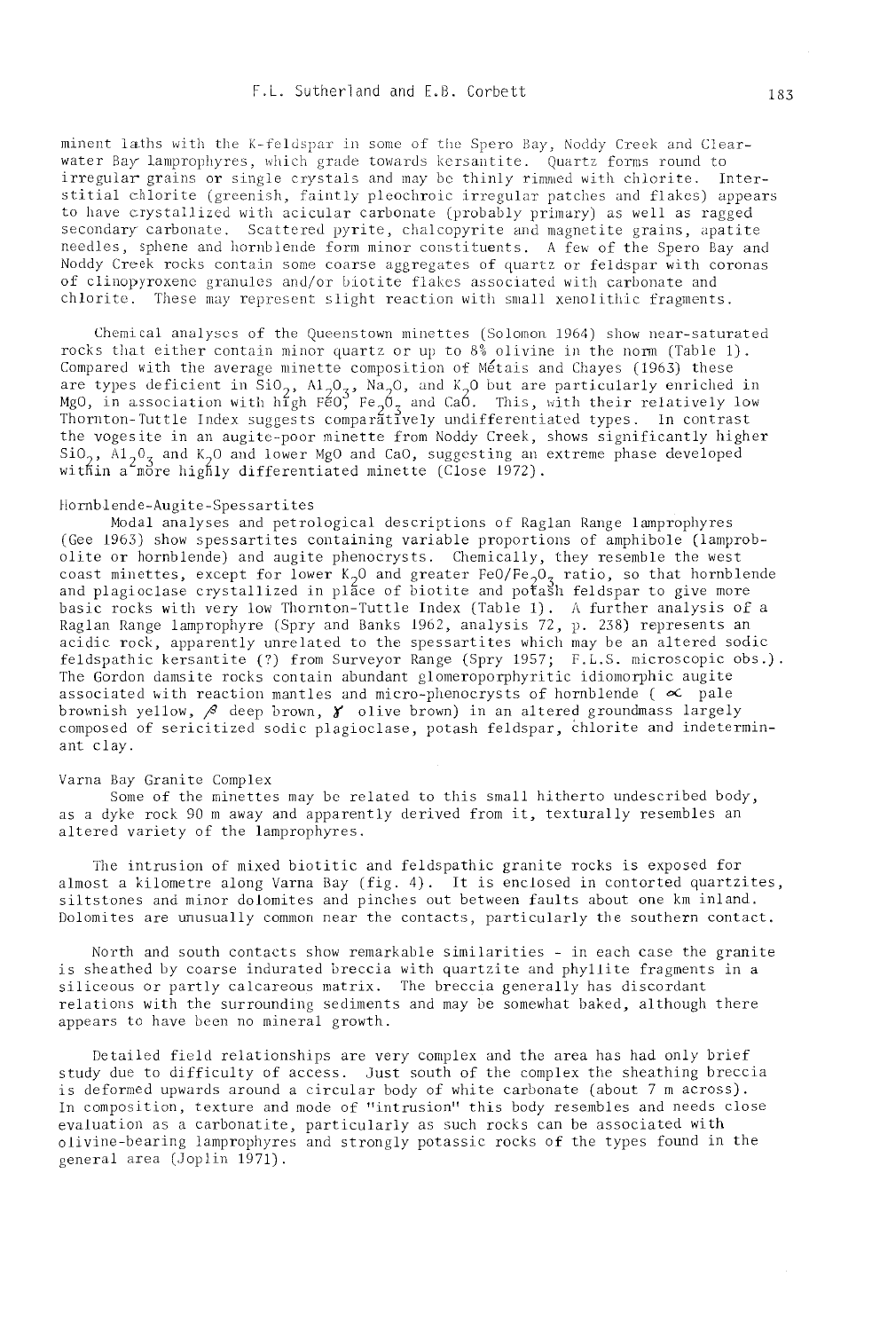minent laths with the K-feldspar in some of the Spero Bay, Noddy Creek and Clearwater Bay lamprophyres, which grade towards kersantite. Quartz forms round to irregular grains or single crystals and may be thinly rimmed with chlorite. Interstitial chlorite (greenish, faintly pleochroic irregular patches and flakes) appears to have crystallized with acicular carbonate (probably primary) as well as ragged secondary carbonate. Scattered pyrite, chalcopyrite and magnetite grains, apatite needles, sphene and hornblende form minor constituents. A few of the Spero Bay and Noddy Creek rocks contain some coarse aggregates of quartz or feldspar with coronas of clinopyroxene granules and/or biotite flakes associated with carbonate and chlorite. These may represent slight reaction with small xenolithic fragments.

Chemical analyses of the Queenstown minettes (Solomon 1964) show near-saturated rocks that either contain minor quartz or up to 8% olivine in the norm (Table 1). Compared with the average minette composition of Métais and Chayes (1963) these are types deficient in $SiO_2$, $Al_2O_3$, $Na_2O$, and $K_2O$ but are particularly enriched in MgO, in association with high FeO, $Fe_2O_3$ and CaO. This, with their relatively low Thornton-Tuttle Index suggests comparatively undifferentiated types. In contrast the vogesite in an augite-poor minette from Noddy Creek, shows significantly higher $SiO_2$, $Al_2O_3$ and $K_2O$ and lower MgO and CaO, suggesting an extreme phase developed within a more highly differentiated minette (Close 1972).

### Hornblende-Augite-Spessartites

Modal analyses and petrological descriptions of Raglan Range lamprophyres (Gee 1963) show spessartites containing variable proportions of amphibole (lamprobolite or hornblende) and augite phenocrysts. Chemically, they resemble the west coast minettes, except for lower $K_2O$ and greater $FeO/Fe_2O_3$ ratio, so that hornblende and plagioclase crystallized in place of biotite and potash feldspar to give more basic rocks with very low Thornton-Tuttle Index (Table 1). A further analysis of a Raglan Range lamprophyre (Spry and Banks 1962, analysis 72, p. 238) represents an acidic rock, apparently unrelated to the spessartites which may be an altered sodic feldspathic kersantite (?) from Surveyor Range (Spry 1957; F.L.S. microscopic obs.). The Gordon damsite rocks contain abundant glomeroporphyritic idiomorphic augite associated with reaction mantles and micro-phenocrysts of hornblende ( $\alpha$ pale brownish yellow, $\beta$ deep brown, $\gamma$ olive brown) in an altered groundmass largely composed of sericitized sodic plagioclase, potash feldspar, chlorite and indeterminant clay.

### Varna Bay Granite Complex

Some of the minettes may be related to this small hitherto undescribed body, as a dyke rock 90 m away and apparently derived from it, texturally resembles an altered variety of the lamprophyres.

The intrusion of mixed biotitic and feldspathic granite rocks is exposed for almost a kilometre along Varna Bay (fig. 4). It is enclosed in contorted quartzites, siltstones and minor dolomites and pinches out between faults about one km inland. Dolomites are unusually common near the contacts, particularly the southern contact.

North and south contacts show remarkable similarities - in each case the granite is sheathed by coarse indurated breccia with quartzite and phyllite fragments in a siliceous or partly calcareous matrix. The breccia generally has discordant relations with the surrounding sediments and may be somewhat baked, although there appears to have been no mineral growth.

Detailed field relationships are very complex and the area has had only brief study due to difficulty of access. Just south of the complex the sheathing breccia is deformed upwards around a circular body of white carbonate (about 7 m across). In composition, texture and mode of "intrusion" this body resembles and needs close evaluation as a carbonatite, particularly as such rocks can be associated with olivine-bearing lamprophyres and strongly potassic rocks of the types found in the general area (Joplin 1971).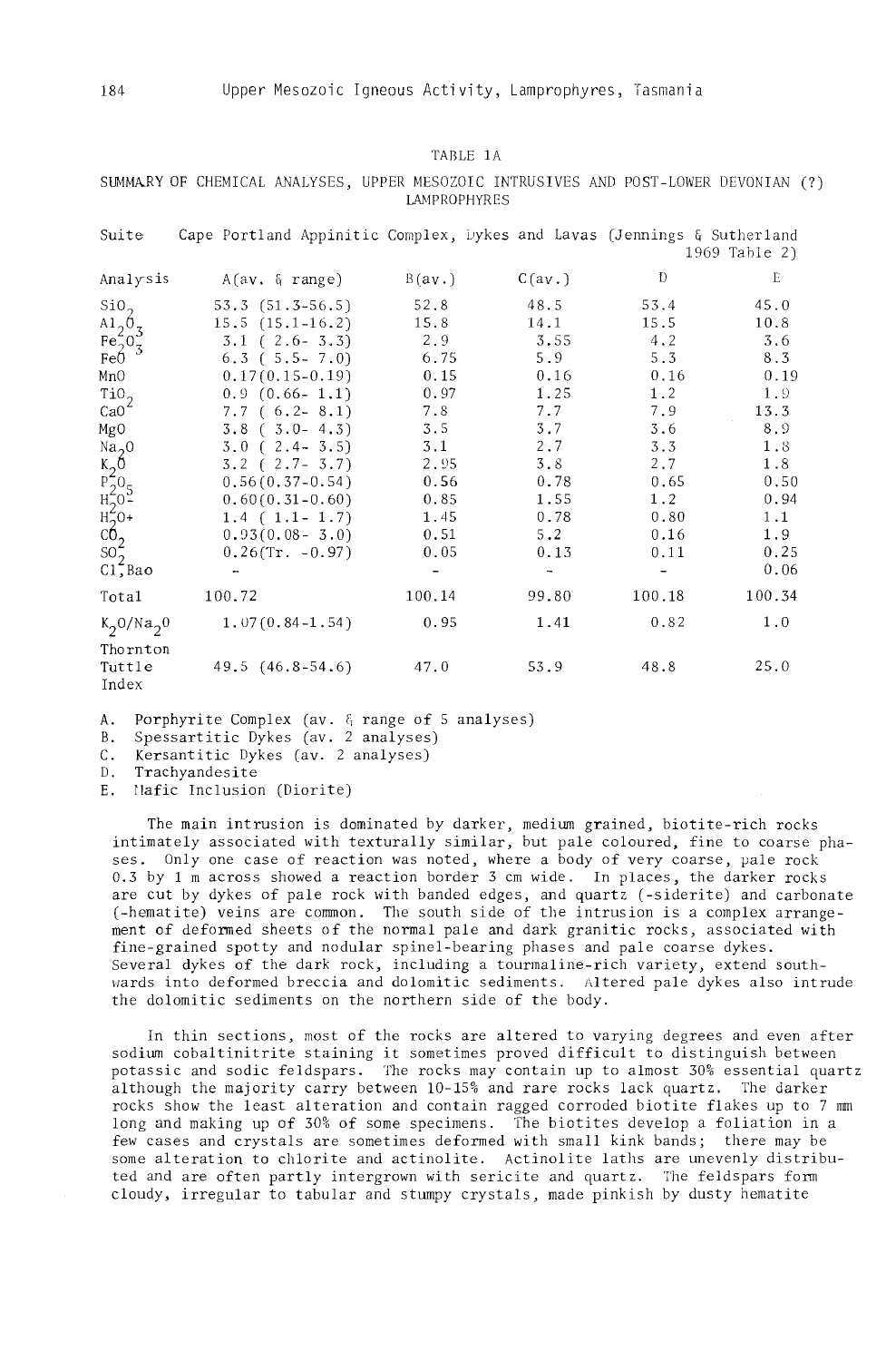TABLE 1A

SUMMARY OF CHEMICAL ANALYSES, UPPER MESOZOIC INTRUSIVES AND POST-LOWER DEVONIAN (?) LAMPROPHYRES

Suite: Cape Portland Appinitic Complex, Dykes and Lavas (Jennings & Sutherland 1969 Table 2)

| Analysis | A(av. & range) | B(av.) | C(av.) | D | E |
|---|---|---|---|---|---|
| $SiO_2$ | 53.3 (51.3-56.5) | 52.8 | 48.5 | 53.4 | 45.0 |
| $Al_2O_3$ | 15.5 (15.1-16.2) | 15.8 | 14.1 | 15.5 | 10.8 |
| $Fe_2O_3$ | 3.1 ( 2.6- 3.3) | 2.9 | 3.55 | 4.2 | 3.6 |
| FeO | 6.3 ( 5.5- 7.0) | 6.75 | 5.9 | 5.3 | 8.3 |
| MnO | 0.17(0.15-0.19) | 0.15 | 0.16 | 0.16 | 0.19 |
| $TiO_2$ | 0.9 (0.66- 1.1) | 0.97 | 1.25 | 1.2 | 1.9 |
| CaO | 7.7 ( 6.2- 8.1) | 7.8 | 7.7 | 7.9 | 13.3 |
| MgO | 3.8 ( 3.0- 4.3) | 3.5 | 3.7 | 3.6 | 8.9 |
| $Na_2O$ | 3.0 ( 2.4- 3.5) | 3.1 | 2.7 | 3.3 | 1.8 |
| $K_2O$ | 3.2 ( 2.7- 3.7) | 2.95 | 3.8 | 2.7 | 1.8 |
| $P_2O_5$ | 0.56(0.37-0.54) | 0.56 | 0.78 | 0.65 | 0.50 |
| $H_2O-$ | 0.60(0.31-0.60) | 0.85 | 1.55 | 1.2 | 0.94 |
| $H_2O+$ | 1.4 ( 1.1- 1.7) | 1.45 | 0.78 | 0.80 | 1.1 |
| $CO_2$ | 0.93(0.08- 3.0) | 0.51 | 5.2 | 0.16 | 1.9 |
| $SO_2$ | 0.26(Tr. -0.97) | 0.05 | 0.13 | 0.11 | 0.25 |
| Cl, BaO | - | - | - | - | 0.06 |
| Total | 100.72 | 100.14 | 99.80 | 100.18 | 100.34 |
| $K_2O/Na_2O$ | 1.07(0.84-1.54) | 0.95 | 1.41 | 0.82 | 1.0 |
| Thornton Tuttle Index | 49.5 (46.8-54.6) | 47.0 | 53.9 | 48.8 | 25.0 |

A. Porphyrite Complex (av. & range of 5 analyses)
B. Spessartitic Dykes (av. 2 analyses)
C. Kersantitic Dykes (av. 2 analyses)
D. Trachyandesite
E. Mafic Inclusion (Diorite)

The main intrusion is dominated by darker, medium grained, biotite-rich rocks intimately associated with texturally similar, but pale coloured, fine to coarse phases. Only one case of reaction was noted, where a body of very coarse, pale rock 0.3 by 1 m across showed a reaction border 3 cm wide. In places, the darker rocks are cut by dykes of pale rock with banded edges, and quartz (-siderite) and carbonate (-hematite) veins are common. The south side of the intrusion is a complex arrangement of deformed sheets of the normal pale and dark granitic rocks, associated with fine-grained spotty and nodular spinel-bearing phases and pale coarse dykes. Several dykes of the dark rock, including a tourmaline-rich variety, extend southwards into deformed breccia and dolomitic sediments. Altered pale dykes also intrude the dolomitic sediments on the northern side of the body.

In thin sections, most of the rocks are altered to varying degrees and even after sodium cobaltinitrite staining it sometimes proved difficult to distinguish between potassic and sodic feldspars. The rocks may contain up to almost 30% essential quartz although the majority carry between 10-15% and rare rocks lack quartz. The darker rocks show the least alteration and contain ragged corroded biotite flakes up to 7 mm long and making up of 30% of some specimens. The biotites develop a foliation in a few cases and crystals are sometimes deformed with small kink bands; there may be some alteration to chlorite and actinolite. Actinolite laths are unevenly distributed and are often partly intergrown with sericite and quartz. The feldspars form cloudy, irregular to tabular and stumpy crystals, made pinkish by dusty hematite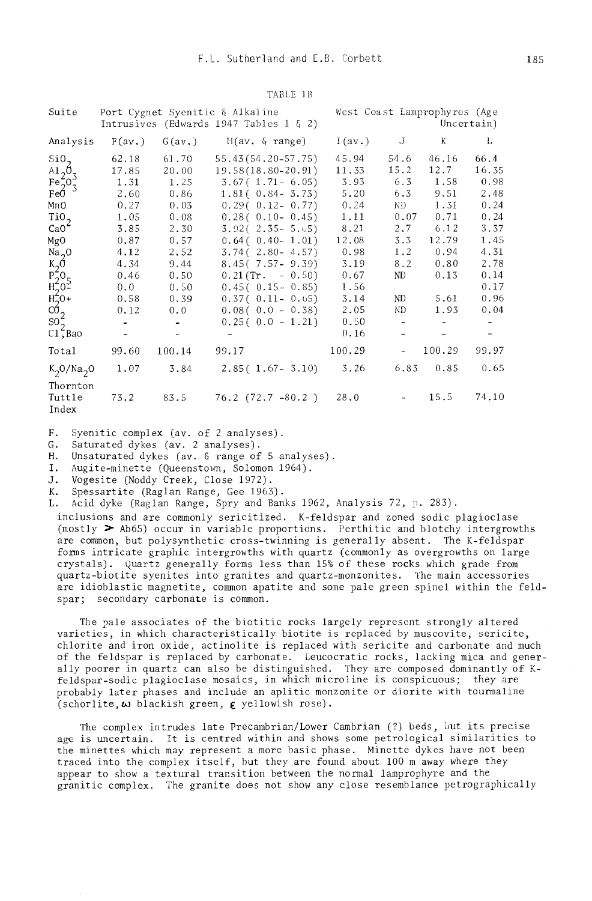TABLE 1B

| Suite | Port Cygnet Syenitic & Alkaline Intrusives (Edwards 1947 Tables 1 & 2) | | | West Coast Lamprophyres (Age Uncertain) | | | |
|---|---|---|---|---|---|---|---|
| Analysis | F(av.) | G(av.) | H(av. & range) | I(av.) | J | K | L |
| $SiO_2$ | 62.18 | 61.70 | 55.43(54.20-57.75) | 45.94 | 54.6 | 46.16 | 66.4 |
| $Al_2O_3$ | 17.85 | 20.00 | 19.58(18.80-20.91) | 11.33 | 15.2 | 12.7 | 16.35 |
| $Fe_2O_3$ | 1.31 | 1.25 | 3.67( 1.71- 6.05) | 3.93 | 6.3 | 1.58 | 0.98 |
| FeO | 2.60 | 0.86 | 1.81( 0.84- 3.73) | 5.20 | 6.3 | 9.51 | 2.48 |
| MnO | 0.27 | 0.03 | 0.29( 0.12- 0.77) | 0.24 | ND | 1.31 | 0.24 |
| $TiO_2$ | 1.05 | 0.08 | 0.28( 0.10- 0.45) | 1.11 | 0.07 | 0.71 | 0.24 |
| CaO | 3.85 | 2.30 | 3.92( 2.35- 5.05) | 8.21 | 2.7 | 6.12 | 3.37 |
| MgO | 0.87 | 0.57 | 0.64( 0.40- 1.01) | 12.08 | 3.3 | 12.79 | 1.45 |
| $Na_2O$ | 4.12 | 2.52 | 3.74( 2.80- 4.57) | 0.98 | 1.2 | 0.94 | 4.31 |
| $K_2O$ | 4.34 | 9.44 | 8.45( 7.57- 9.39) | 3.19 | 8.2 | 0.80 | 2.78 |
| $P_2O_5$ | 0.46 | 0.50 | 0.21(Tr. - 0.50) | 0.67 | ND | 0.13 | 0.14 |
| $H_2O-$ | 0.0 | 0.50 | 0.45( 0.15- 0.85) | 1.56 | | | 0.17 |
| $H_2O+$ | 0.58 | 0.39 | 0.37( 0.11- 0.65) | 3.14 | ND | 5.61 | 0.96 |
| $CO_2$ | 0.12 | 0.0 | 0.08( 0.0 - 0.38) | 2.05 | ND | 1.93 | 0.04 |
| $SO_2$ | - | - | 0.25( 0.0 - 1.21) | 0.50 | - | - | - |
| Cl,BaO | - | - | - | 0.16 | - | - | - |
| Total | 99.60 | 100.14 | 99.17 | 100.29 | - | 100.29 | 99.97 |
| $K_2O/Na_2O$ | 1.07 | 3.84 | 2.85( 1.67- 3.10) | 3.26 | 6.83 | 0.85 | 0.65 |
| Thornton Tuttle Index | 73.2 | 83.5 | 76.2 (72.7 -80.2 ) | 28.0 | - | 15.5 | 74.10 |

F. Syenitic complex (av. of 2 analyses).
G. Saturated dykes (av. 2 analyses).
H. Unsaturated dykes (av. & range of 5 analyses).
I. Augite-minette (Queenstown, Solomon 1964).
J. Vogesite (Noddy Creek, Close 1972).
K. Spessartite (Raglan Range, Gee 1963).
L. Acid dyke (Raglan Range, Spry and Banks 1962, Analysis 72, p. 283).

inclusions and are commonly sericitized. K-feldspar and zoned sodic plagioclase (mostly > Ab65) occur in variable proportions. Perthitic and blotchy intergrowths are common, but polysynthetic cross-twinning is generally absent. The K-feldspar forms intricate graphic intergrowths with quartz (commonly as overgrowths on large crystals). Quartz generally forms less than 15% of these rocks which grade from quartz-biotite syenites into granites and quartz-monzonites. The main accessories are idioblastic magnetite, common apatite and some pale green spinel within the feldspar; secondary carbonate is common.

The pale associates of the biotitic rocks largely represent strongly altered varieties, in which characteristically biotite is replaced by muscovite, sericite, chlorite and iron oxide, actinolite is replaced with sericite and carbonate and much of the feldspar is replaced by carbonate. Leucocratic rocks, lacking mica and generally poorer in quartz can also be distinguished. They are composed dominantly of K-feldspar-sodic plagioclase mosaics, in which microline is conspicuous; they are probably later phases and include an aplitic monzonite or diorite with tourmaline (schorlite, $\omega$ blackish green, $\epsilon$ yellowish rose).

The complex intrudes late Precambrian/Lower Cambrian (?) beds, but its precise age is uncertain. It is centred within and shows some petrological similarities to the minettes which may represent a more basic phase. Minette dykes have not been traced into the complex itself, but they are found about 100 m away where they appear to show a textural transition between the normal lamprophyre and the granitic complex. The granite does not show any close resemblance petrographically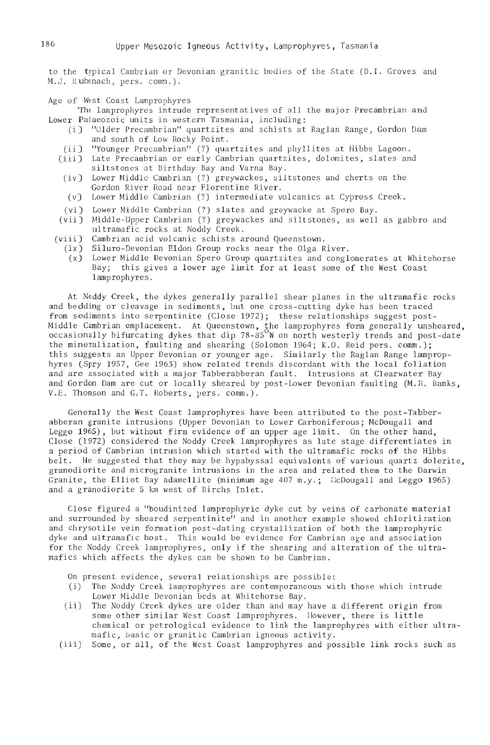to the typical Cambrian or Devonian granitic bodies of the State (D.I. Groves and M.J. Rubenach, pers. comm.).

Age of West Coast Lamprophyres

The lamprophyres intrude representatives of all the major Precambrian and Lower Palaeozoic units in western Tasmania, including:

- (i) "Older Precambrian" quartzites and schists at Raglan Range, Gordon Dam and south of Low Rocky Point.
- (ii) "Younger Precambrian" (?) quartzites and phyllites at Hibbs Lagoon.
- (iii) Late Precambrian or early Cambrian quartzites, dolomites, slates and siltstones at Birthday Bay and Varna Bay.
- (iv) Lower Middle Cambrian (?) greywackes, siltstones and cherts on the Gordon River Road near Florentine River.
- (v) Lower Middle Cambrian (?) intermediate volcanics at Cypress Creek.
- (vi) Lower Middle Cambrian (?) slates and greywacke at Spero Bay.
- (vii) Middle-Upper Cambrian (?) greywackes and siltstones, as well as gabbro and ultramafic rocks at Noddy Creek.
- (viii) Cambrian acid volcanic schists around Queenstown.
- (ix) Siluro-Devonian Eldon Group rocks near the Olga River.
- (x) Lower Middle Devonian Spero Group quartzites and conglomerates at Whitehorse Bay; this gives a lower age limit for at least some of the West Coast lamprophyres.

At Noddy Creek, the dykes generally parallel shear planes in the ultramafic rocks and bedding or cleavage in sediments, but one cross-cutting dyke has been traced from sediments into serpentinite (Close 1972); these relationships suggest post-Middle Cambrian emplacement. At Queenstown, the lamprophyres form generally unsheared, occasionally bifurcating dykes that dip 78-85°W on north westerly trends and post-date the mineralization, faulting and shearing (Solomon 1964; K.O. Reid pers. comm.); this suggests an Upper Devonian or younger age. Similarly the Raglan Range lamprophyres (Spry 1957, Gee 1963) show related trends discordant with the local foliation and are associated with a major Tabberabberan fault. Intrusions at Clearwater Bay and Gordon Dam are cut or locally sheared by post-Lower Devonian faulting (M.R. Banks, V.E. Thomson and G.T. Roberts, pers. comm.).

Generally the West Coast lamprophyres have been attributed to the post-Tabberabberan granite intrusions (Upper Devonian to Lower Carboniferous; McDougall and Leggo 1965), but without firm evidence of an upper age limit. On the other hand, Close (1972) considered the Noddy Creek lamprophyres as late stage differentiates in a period of Cambrian intrusion which started with the ultramafic rocks of the Hibbs belt. He suggested that they may be hypabyssal equivalents of various quartz dolerite, granodiorite and microgranite intrusions in the area and related them to the Darwin Granite, the Elliot Bay adamellite (minimum age 407 m.y.; McDougall and Leggo 1965) and a granodiorite 5 km west of Birchs Inlet.

Close figured a "boudinized lamprophyric dyke cut by veins of carbonate material and surrounded by sheared serpentinite" and in another example showed chloritization and chrysotile vein formation post-dating crystallization of both the lamprophyric dyke and ultramafic host. This would be evidence for Cambrian age and association for the Noddy Creek lamprophyres, only if the shearing and alteration of the ultramafics which affects the dykes can be shown to be Cambrian.

On present evidence, several relationships are possible:

- (i) The Noddy Creek lamprophyres are contemporaneous with those which intrude Lower Middle Devonian beds at Whitehorse Bay.
- (ii) The Noddy Creek dykes are older than and may have a different origin from some other similar West Coast lamprophyres. However, there is little chemical or petrological evidence to link the lamprophyres with either ultramafic, basic or granitic Cambrian igneous activity.
- (iii) Some, or all, of the West Coast lamprophyres and possible link rocks such as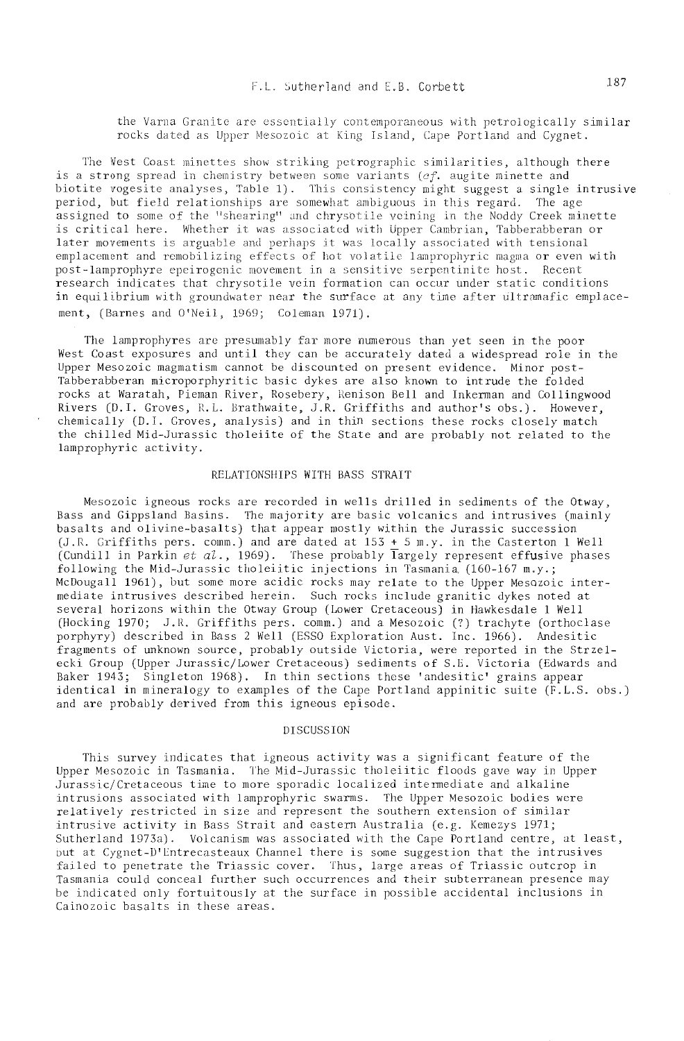the Varna Granite are essentially contemporaneous with petrologically similar rocks dated as Upper Mesozoic at King Island, Cape Portland and Cygnet.

The West Coast minettes show striking petrographic similarities, although there is a strong spread in chemistry between some variants (*cf.* augite minette and biotite vogesite analyses, Table 1). This consistency might suggest a single intrusive period, but field relationships are somewhat ambiguous in this regard. The age assigned to some of the "shearing" and chrysotile veining in the Noddy Creek minette is critical here. Whether it was associated with Upper Cambrian, Tabberabberan or later movements is arguable and perhaps it was locally associated with tensional emplacement and remobilizing effects of hot volatile lamprophyric magma or even with post-lamprophyre epeirogenic movement in a sensitive serpentinite host. Recent research indicates that chrysotile vein formation can occur under static conditions in equilibrium with groundwater near the surface at any time after ultramafic emplacement, (Barnes and O'Neil, 1969; Coleman 1971).

The lamprophyres are presumably far more numerous than yet seen in the poor West Coast exposures and until they can be accurately dated a widespread role in the Upper Mesozoic magmatism cannot be discounted on present evidence. Minor post-Tabberabberan microporphyritic basic dykes are also known to intrude the folded rocks at Waratah, Pieman River, Rosebery, Renison Bell and Inkerman and Collingwood Rivers (D.I. Groves, R.L. Brathwaite, J.R. Griffiths and author's obs.). However, chemically (D.I. Groves, analysis) and in thin sections these rocks closely match the chilled Mid-Jurassic tholeiite of the State and are probably not related to the lamprophyric activity.

## RELATIONSHIPS WITH BASS STRAIT

Mesozoic igneous rocks are recorded in wells drilled in sediments of the Otway, Bass and Gippsland Basins. The majority are basic volcanics and intrusives (mainly basalts and olivine-basalts) that appear mostly within the Jurassic succession (J.R. Griffiths pers. comm.) and are dated at 153 ± 5 m.y. in the Casterton 1 Well (Cundill in Parkin *et al.*, 1969). These probably largely represent effusive phases following the Mid-Jurassic tholeiitic injections in Tasmania (160-167 m.y.; McDougall 1961), but some more acidic rocks may relate to the Upper Mesozoic intermediate intrusives described herein. Such rocks include granitic dykes noted at several horizons within the Otway Group (Lower Cretaceous) in Hawkesdale 1 Well (Hocking 1970; J.R. Griffiths pers. comm.) and a Mesozoic (?) trachyte (orthoclase porphyry) described in Bass 2 Well (ESSO Exploration Aust. Inc. 1966). Andesitic fragments of unknown source, probably outside Victoria, were reported in the Strzelecki Group (Upper Jurassic/Lower Cretaceous) sediments of S.E. Victoria (Edwards and Baker 1943; Singleton 1968). In thin sections these 'andesitic' grains appear identical in mineralogy to examples of the Cape Portland appinitic suite (F.L.S. obs.) and are probably derived from this igneous episode.

## DISCUSSION

This survey indicates that igneous activity was a significant feature of the Upper Mesozoic in Tasmania. The Mid-Jurassic tholeiitic floods gave way in Upper Jurassic/Cretaceous time to more sporadic localized intermediate and alkaline intrusions associated with lamprophyric swarms. The Upper Mesozoic bodies were relatively restricted in size and represent the southern extension of similar intrusive activity in Bass Strait and eastern Australia (e.g. Kemezys 1971; Sutherland 1973a). Volcanism was associated with the Cape Portland centre, at least, but at Cygnet-D'Entrecasteaux Channel there is some suggestion that the intrusives failed to penetrate the Triassic cover. Thus, large areas of Triassic outcrop in Tasmania could conceal further such occurrences and their subterranean presence may be indicated only fortuitously at the surface in possible accidental inclusions in Cainozoic basalts in these areas.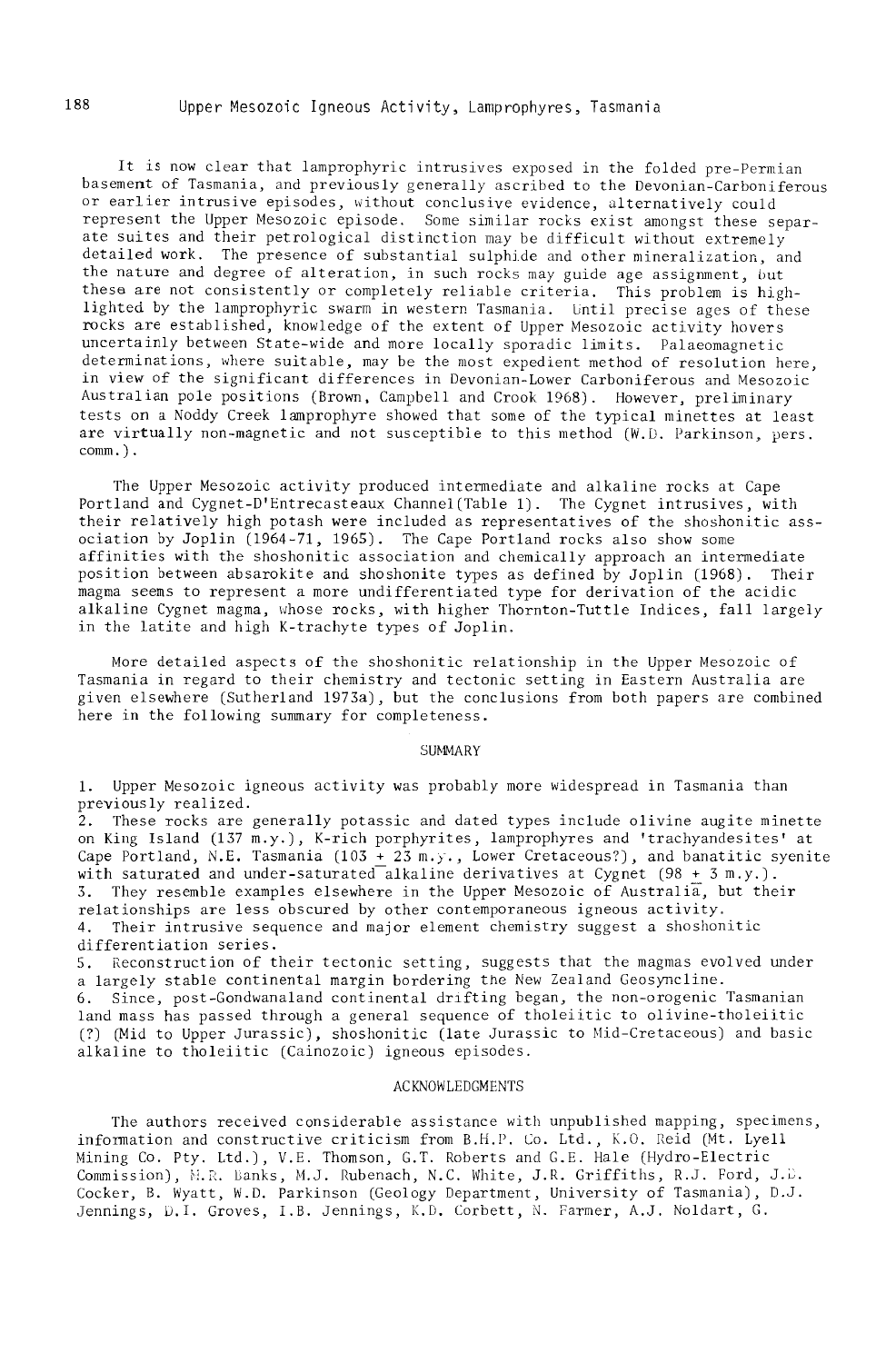It is now clear that lamprophyric intrusives exposed in the folded pre-Permian basement of Tasmania, and previously generally ascribed to the Devonian-Carboniferous or earlier intrusive episodes, without conclusive evidence, alternatively could represent the Upper Mesozoic episode. Some similar rocks exist amongst these separate suites and their petrological distinction may be difficult without extremely detailed work. The presence of substantial sulphide and other mineralization, and the nature and degree of alteration, in such rocks may guide age assignment, but these are not consistently or completely reliable criteria. This problem is highlighted by the lamprophyric swarm in western Tasmania. Until precise ages of these rocks are established, knowledge of the extent of Upper Mesozoic activity hovers uncertainly between State-wide and more locally sporadic limits. Palaeomagnetic determinations, where suitable, may be the most expedient method of resolution here, in view of the significant differences in Devonian-Lower Carboniferous and Mesozoic Australian pole positions (Brown, Campbell and Crook 1968). However, preliminary tests on a Noddy Creek lamprophyre showed that some of the typical minettes at least are virtually non-magnetic and not susceptible to this method (W.D. Parkinson, pers. comm.).

The Upper Mesozoic activity produced intermediate and alkaline rocks at Cape Portland and Cygnet-D'Entrecasteaux Channel(Table 1). The Cygnet intrusives, with their relatively high potash were included as representatives of the shoshonitic association by Joplin (1964-71, 1965). The Cape Portland rocks also show some affinities with the shoshonitic association and chemically approach an intermediate position between absarokite and shoshonite types as defined by Joplin (1968). Their magma seems to represent a more undifferentiated type for derivation of the acidic alkaline Cygnet magma, whose rocks, with higher Thornton-Tuttle Indices, fall largely in the latite and high K-trachyte types of Joplin.

More detailed aspects of the shoshonitic relationship in the Upper Mesozoic of Tasmania in regard to their chemistry and tectonic setting in Eastern Australia are given elsewhere (Sutherland 1973a), but the conclusions from both papers are combined here in the following summary for completeness.

## SUMMARY

1. Upper Mesozoic igneous activity was probably more widespread in Tasmania than previously realized.
2. These rocks are generally potassic and dated types include olivine augite minette on King Island (137 m.y.), K-rich porphyrites, lamprophyres and 'trachyandesites' at Cape Portland, N.E. Tasmania (103 ± 23 m.y., Lower Cretaceous?), and banatitic syenite with saturated and under-saturated alkaline derivatives at Cygnet (98 ± 3 m.y.).
3. They resemble examples elsewhere in the Upper Mesozoic of Australia, but their relationships are less obscured by other contemporaneous igneous activity.
4. Their intrusive sequence and major element chemistry suggest a shoshonitic differentiation series.
5. Reconstruction of their tectonic setting, suggests that the magmas evolved under a largely stable continental margin bordering the New Zealand Geosyncline.
6. Since, post-Gondwanaland continental drifting began, the non-orogenic Tasmanian land mass has passed through a general sequence of tholeiitic to olivine-tholeiitic (?) (Mid to Upper Jurassic), shoshonitic (late Jurassic to Mid-Cretaceous) and basic alkaline to tholeiitic (Cainozoic) igneous episodes.

## ACKNOWLEDGMENTS

The authors received considerable assistance with unpublished mapping, specimens, information and constructive criticism from B.H.P. Co. Ltd., K.O. Reid (Mt. Lyell Mining Co. Pty. Ltd.), V.E. Thomson, G.T. Roberts and G.E. Hale (Hydro-Electric Commission), M.R. Banks, M.J. Rubenach, N.C. White, J.R. Griffiths, R.J. Ford, J.D. Cocker, B. Wyatt, W.D. Parkinson (Geology Department, University of Tasmania), D.J. Jennings, D.I. Groves, I.B. Jennings, K.D. Corbett, N. Farmer, A.J. Noldart, G.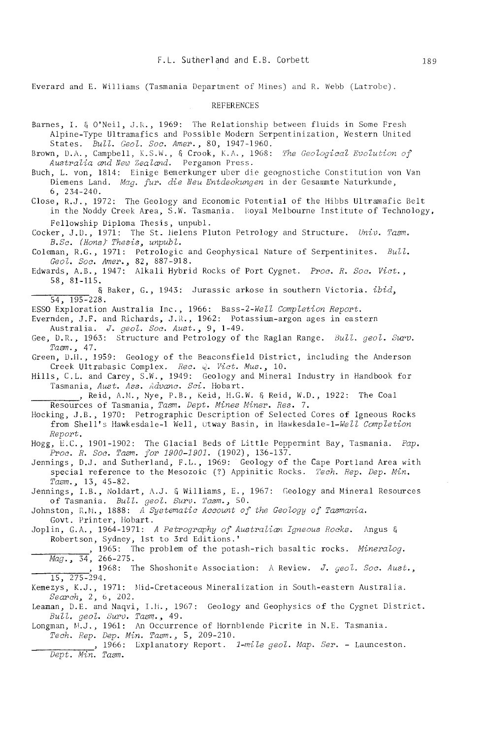Everard and E. Williams (Tasmania Department of Mines) and R. Webb (Latrobe).

## REFERENCES

Barnes, I. & O'Neil, J.R., 1969: The Relationship between fluids in Some Fresh Alpine-Type Ultramafics and Possible Modern Serpentinization, Western United States. *Bull. Geol. Soc. Amer.*, 80, 1947-1960.

Brown, D.A., Campbell, K.S.W., & Crook, K.A., 1968: *The Geological Evolution of Australia and New Zealand.* Pergamon Press.

Buch, L. von, 1814: Einige Bemerkunger uber die geognostiche Constitution von Van Diemens Land. *Mag. fur. die Neu Entdeckungen* in der Gesammte Naturkunde, 6, 234-240.

Close, R.J., 1972: The Geology and Economic Potential of the Hibbs Ultramafic Belt in the Noddy Creek Area, S.W. Tasmania. Royal Melbourne Institute of Technology, Fellowship Diploma Thesis, unpubl.

Cocker, J.D., 1971: The St. Helens Pluton Petrology and Structure. *Univ. Tasm. B.Sc. (Hons) Thesis, unpubl.*

Coleman, R.G., 1971: Petrologic and Geophysical Nature of Serpentinites. *Bull. Geol. Soc. Amer.*, 82, 887-918.

Edwards, A.B., 1947: Alkali Hybrid Rocks of Port Cygnet. *Proc. R. Soc. Vict.*, 58, 81-115.

\_\_\_\_\_\_\_\_ & Baker, G., 1943: Jurassic arkose in southern Victoria. *ibid*, 54, 195-228.

ESSO Exploration Australia Inc., 1966: Bass-2-*Well Completion Report.*

Evernden, J.F. and Richards, J.R., 1962: Potassium-argon ages in eastern Australia. *J. geol. Soc. Aust.*, 9, 1-49.

Gee, D.R., 1963: Structure and Petrology of the Raglan Range. *Bull. geol. Surv. Tasm.*, 47.

Green, D.H., 1959: Geology of the Beaconsfield District, including the Anderson Creek Ultrabasic Complex. *Rec. Q. Vict. Mus.*, 10.

Hills, C.L. and Carey, S.W., 1949: Geology and Mineral Industry in Handbook for Tasmania, *Aust. Ass. Advanc. Sci.* Hobart.

\_\_\_\_\_\_\_\_, Reid, A.M., Nye, P.B., Keid, H.G.W. & Reid, W.D., 1922: The Coal Resources of Tasmania, *Tasm. Dept. Mines Miner. Res.* 7.

Hocking, J.B., 1970: Petrographic Description of Selected Cores of Igneous Rocks from Shell's Hawkesdale-1 Well, Otway Basin, in Hawkesdale-1-*Well Completion Report.*

Hogg, E.C., 1901-1902: The Glacial Beds of Little Peppermint Bay, Tasmania. *Pap. Proc. R. Soc. Tasm. for 1900-1901.* (1902), 136-137.

Jennings, D.J. and Sutherland, F.L., 1969: Geology of the Cape Portland Area with special reference to the Mesozoic (?) Appinitic Rocks. *Tech. Rep. Dep. Min. Tasm.*, 13, 45-82.

Jennings, I.B., Noldart, A.J. & Williams, E., 1967: Geology and Mineral Resources of Tasmania. *Bull. geol. Surv. Tasm.*, 50.

Johnston, R.M., 1888: *A Systematic Account of the Geology of Tasmania.* Govt. Printer, Hobart.

Joplin, G.A., 1964-1971: *A Petrography of Australian Igneous Rocks.* Angus & Robertson, Sydney, 1st to 3rd Editions.'

\_\_\_\_\_\_\_\_, 1965: The problem of the potash-rich basaltic rocks. *Mineralog. Mag.*, 34, 266-275.

\_\_\_\_\_\_\_\_, 1968: The Shoshonite Association: A Review. *J. geol. Soc. Aust.*, 15, 275-294.

Kemezys, K.J., 1971: Mid-Cretaceous Mineralization in South-eastern Australia. *Search*, 2, 6, 202.

Leaman, D.E. and Naqvi, I.H., 1967: Geology and Geophysics of the Cygnet District. *Bull. geol. Surv. Tasm.*, 49.

Longman, M.J., 1961: An Occurrence of Hornblende Picrite in N.E. Tasmania. *Tech. Rep. Dep. Min. Tasm.*, 5, 209-210.

\_\_\_\_\_\_\_\_, 1966: Explanatory Report. *1-mile geol. Map. Ser.* - Launceston. *Dept. Min. Tasm.*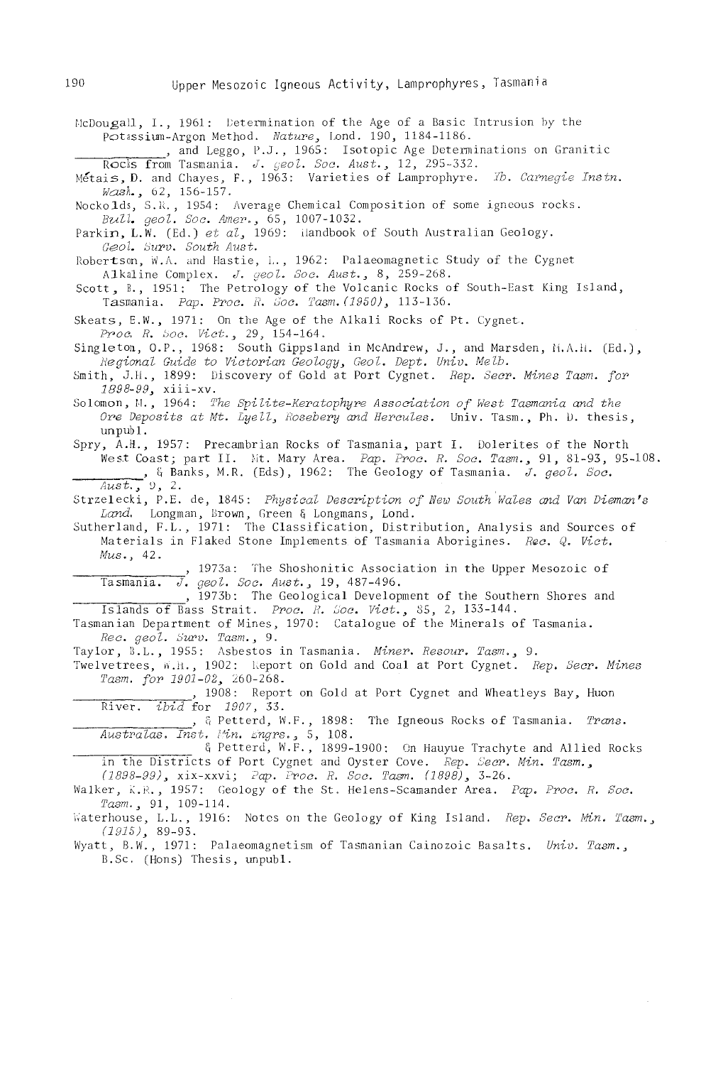McDougall, I., 1961: Determination of the Age of a Basic Intrusion by the Potassium-Argon Method. *Nature*, Lond. 190, 1184-1186.

\_\_\_\_\_\_\_\_\_\_, and Leggo, P.J., 1965: Isotopic Age Determinations on Granitic Rocks from Tasmania. *J. geol. Soc. Aust.*, 12, 295-332.

Métais, D. and Chayes, F., 1963: Varieties of Lamprophyre. *Yb. Carnegie Instn. Wash.*, 62, 156-157.

Nockolds, S.R., 1954: Average Chemical Composition of some igneous rocks. *Bull. geol. Soc. Amer.*, 65, 1007-1032.

Parkin, L.W. (Ed.) *et al*, 1969: Handbook of South Australian Geology. *Geol. Surv. South Aust.*

Robertson, W.A. and Hastie, L., 1962: Palaeomagnetic Study of the Cygnet Alkaline Complex. *J. geol. Soc. Aust.*, 8, 259-268.

Scott, B., 1951: The Petrology of the Volcanic Rocks of South-East King Island, Tasmania. *Pap. Proc. R. Soc. Tasm. (1950)*, 113-136.

Skeats, E.W., 1971: On the Age of the Alkali Rocks of Pt. Cygnet. *Proc. R. Soc. Vict.*, 29, 154-164.

Singleton, O.P., 1968: South Gippsland in McAndrew, J., and Marsden, M.A.H. (Ed.), *Regional Guide to Victorian Geology, Geol. Dept. Univ. Melb.*

Smith, J.H., 1899: Discovery of Gold at Port Cygnet. *Rep. Secr. Mines Tasm. for 1898-99*, xiii-xv.

Solomon, M., 1964: *The Spilite-Keratophyre Association of West Tasmania and the Ore Deposits at Mt. Lyell, Rosebery and Hercules.* Univ. Tasm., Ph. D. thesis, unpubl.

Spry, A.H., 1957: Precambrian Rocks of Tasmania, part I. Dolerites of the North West Coast; part II. Mt. Mary Area. *Pap. Proc. R. Soc. Tasm.*, 91, 81-93, 95-108.

\_\_\_\_\_\_\_\_\_\_, & Banks, M.R. (Eds), 1962: The Geology of Tasmania. *J. geol. Soc. Aust.*, 9, 2.

Strzelecki, P.E. de, 1845: *Physical Description of New South Wales and Van Dieman's Land.* Longman, Brown, Green & Longmans, Lond.

Sutherland, F.L., 1971: The Classification, Distribution, Analysis and Sources of Materials in Flaked Stone Implements of Tasmania Aborigines. *Rec. Q. Vict. Mus.*, 42.

\_\_\_\_\_\_\_\_\_\_, 1973a: The Shoshonitic Association in the Upper Mesozoic of Tasmania. *J. geol. Soc. Aust.*, 19, 487-496.

\_\_\_\_\_\_\_\_\_\_, 1973b: The Geological Development of the Southern Shores and Islands of Bass Strait. *Proc. R. Soc. Vict.*, 85, 2, 133-144.

Tasmanian Department of Mines, 1970: Catalogue of the Minerals of Tasmania. *Rec. geol. Surv. Tasm.*, 9.

Taylor, B.L., 1955: Asbestos in Tasmania. *Miner. Resour. Tasm.*, 9.

Twelvetrees, W.H., 1902: Report on Gold and Coal at Port Cygnet. *Rep. Secr. Mines Tasm. for 1901-02*, 260-268.

\_\_\_\_\_\_\_\_\_\_, 1908: Report on Gold at Port Cygnet and Wheatleys Bay, Huon River. *ibid* for *1907*, 33.

\_\_\_\_\_\_\_\_\_\_, & Petterd, W.F., 1898: The Igneous Rocks of Tasmania. *Trans. Australas. Inst. Min. Engrs.*, 5, 108.

\_\_\_\_\_\_\_\_\_\_ & Petterd, W.F., 1899-1900: On Hauyue Trachyte and Allied Rocks in the Districts of Port Cygnet and Oyster Cove. *Rep. Secr. Min. Tasm., (1898-99)*, xix-xxvi; *Pap. Proc. R. Soc. Tasm. (1898)*, 3-26.

Walker, K.R., 1957: Geology of the St. Helens-Scamander Area. *Pap. Proc. R. Soc. Tasm.*, 91, 109-114.

Waterhouse, L.L., 1916: Notes on the Geology of King Island. *Rep. Secr. Min. Tasm., (1915)*, 89-93.

Wyatt, B.W., 1971: Palaeomagnetism of Tasmanian Cainozoic Basalts. *Univ. Tasm.*, B.Sc. (Hons) Thesis, unpubl.